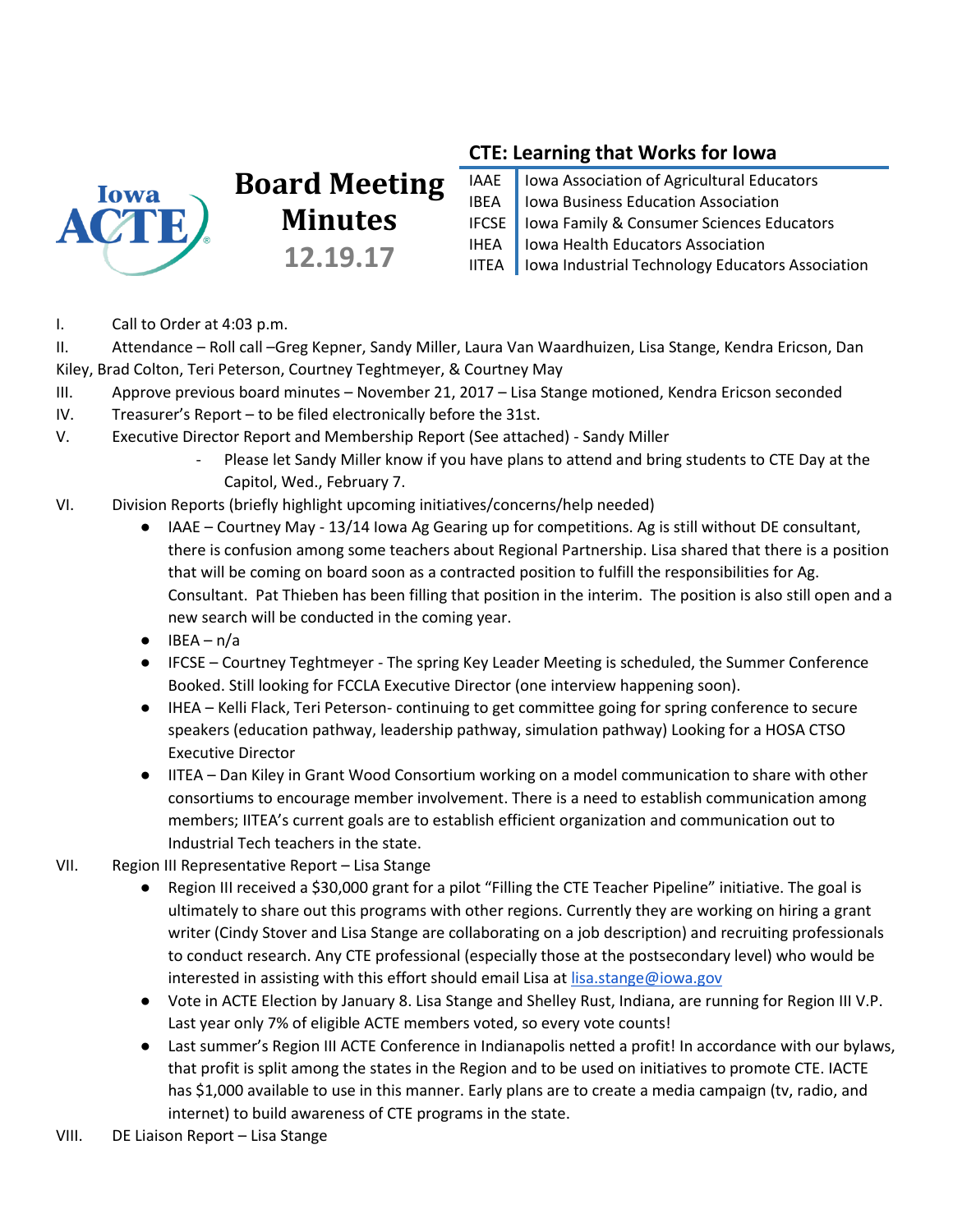# Board Meeting Minutes

**12.19.17**

## CTE: Learning that Works for Iowa

| | |
|---|---|
| IAAE | Iowa Association of Agricultural Educators |
| IBEA | Iowa Business Education Association |
| IFCSE | Iowa Family & Consumer Sciences Educators |
| IHEA | Iowa Health Educators Association |
| IITEA | Iowa Industrial Technology Educators Association |

I. Call to Order at 4:03 p.m.

II. Attendance – Roll call –Greg Kepner, Sandy Miller, Laura Van Waardhuizen, Lisa Stange, Kendra Ericson, Dan Kiley, Brad Colton, Teri Peterson, Courtney Teghtmeyer, & Courtney May

III. Approve previous board minutes – November 21, 2017 – Lisa Stange motioned, Kendra Ericson seconded

IV. Treasurer's Report – to be filed electronically before the 31st.

V. Executive Director Report and Membership Report (See attached) - Sandy Miller

- Please let Sandy Miller know if you have plans to attend and bring students to CTE Day at the Capitol, Wed., February 7.

VI. Division Reports (briefly highlight upcoming initiatives/concerns/help needed)

- IAAE – Courtney May - 13/14 Iowa Ag Gearing up for competitions. Ag is still without DE consultant, there is confusion among some teachers about Regional Partnership. Lisa shared that there is a position that will be coming on board soon as a contracted position to fulfill the responsibilities for Ag. Consultant. Pat Thieben has been filling that position in the interim. The position is also still open and a new search will be conducted in the coming year.
- IBEA – n/a
- IFCSE – Courtney Teghtmeyer - The spring Key Leader Meeting is scheduled, the Summer Conference Booked. Still looking for FCCLA Executive Director (one interview happening soon).
- IHEA – Kelli Flack, Teri Peterson- continuing to get committee going for spring conference to secure speakers (education pathway, leadership pathway, simulation pathway) Looking for a HOSA CTSO Executive Director
- IITEA – Dan Kiley in Grant Wood Consortium working on a model communication to share with other consortiums to encourage member involvement. There is a need to establish communication among members; IITEA's current goals are to establish efficient organization and communication out to Industrial Tech teachers in the state.

VII. Region III Representative Report – Lisa Stange

- Region III received a $30,000 grant for a pilot "Filling the CTE Teacher Pipeline" initiative. The goal is ultimately to share out this programs with other regions. Currently they are working on hiring a grant writer (Cindy Stover and Lisa Stange are collaborating on a job description) and recruiting professionals to conduct research. Any CTE professional (especially those at the postsecondary level) who would be interested in assisting with this effort should email Lisa at [lisa.stange@iowa.gov](mailto:lisa.stange@iowa.gov)
- Vote in ACTE Election by January 8. Lisa Stange and Shelley Rust, Indiana, are running for Region III V.P. Last year only 7% of eligible ACTE members voted, so every vote counts!
- Last summer's Region III ACTE Conference in Indianapolis netted a profit! In accordance with our bylaws, that profit is split among the states in the Region and to be used on initiatives to promote CTE. IACTE has $1,000 available to use in this manner. Early plans are to create a media campaign (tv, radio, and internet) to build awareness of CTE programs in the state.

VIII. DE Liaison Report – Lisa Stange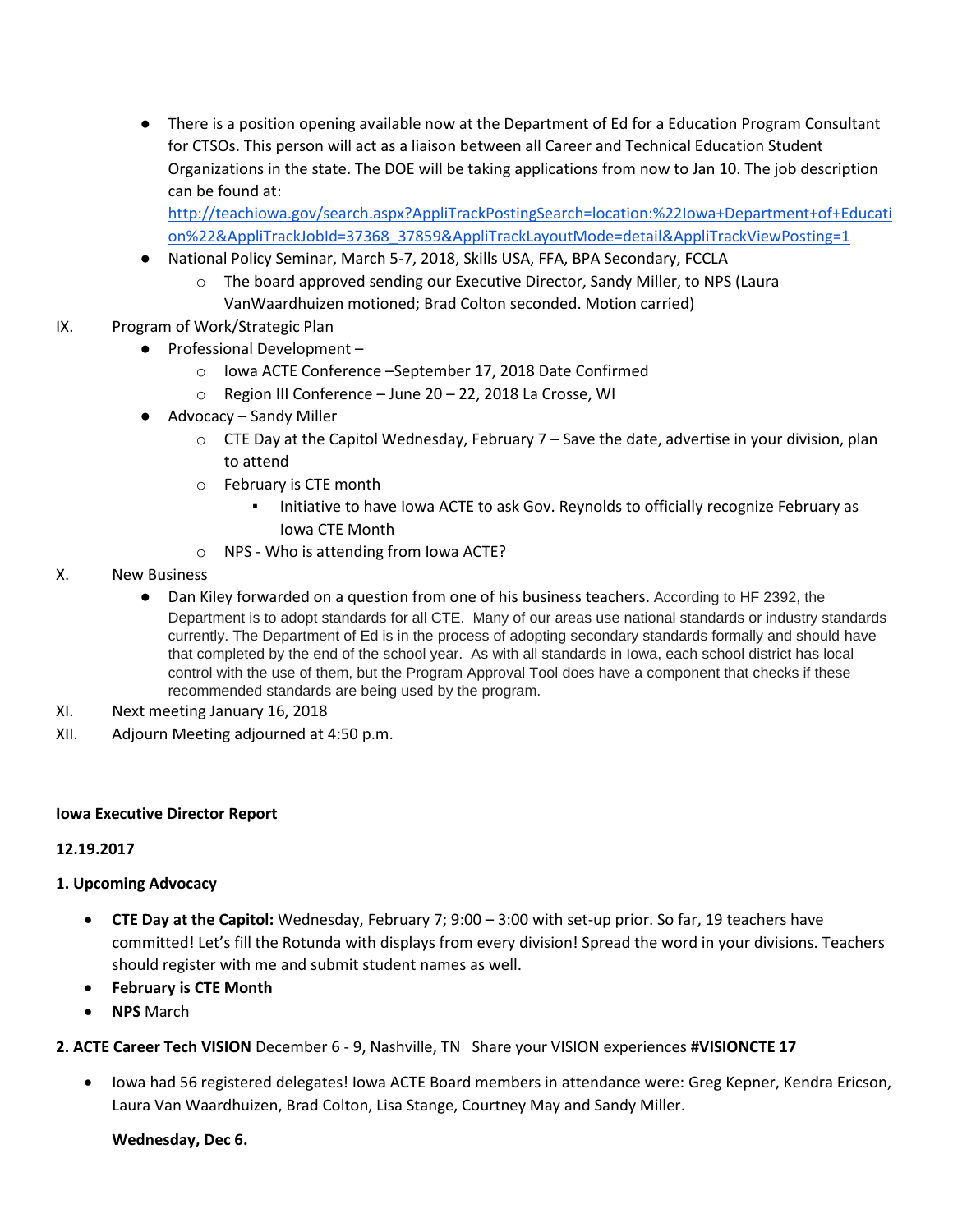- There is a position opening available now at the Department of Ed for a Education Program Consultant for CTSOs. This person will act as a liaison between all Career and Technical Education Student Organizations in the state. The DOE will be taking applications from now to Jan 10. The job description can be found at: http://teachiowa.gov/search.aspx?AppliTrackPostingSearch=location:%22Iowa+Department+of+Education%22&AppliTrackJobId=37368_37859&AppliTrackLayoutMode=detail&AppliTrackViewPosting=1
- National Policy Seminar, March 5-7, 2018, Skills USA, FFA, BPA Secondary, FCCLA
  - The board approved sending our Executive Director, Sandy Miller, to NPS (Laura VanWaardhuizen motioned; Brad Colton seconded. Motion carried)

IX. Program of Work/Strategic Plan

- Professional Development –
  - Iowa ACTE Conference –September 17, 2018 Date Confirmed
  - Region III Conference – June 20 – 22, 2018 La Crosse, WI
- Advocacy – Sandy Miller
  - CTE Day at the Capitol Wednesday, February 7 – Save the date, advertise in your division, plan to attend
  - February is CTE month
    - Initiative to have Iowa ACTE to ask Gov. Reynolds to officially recognize February as Iowa CTE Month
  - NPS - Who is attending from Iowa ACTE?

X. New Business

- Dan Kiley forwarded on a question from one of his business teachers. According to HF 2392, the Department is to adopt standards for all CTE. Many of our areas use national standards or industry standards currently. The Department of Ed is in the process of adopting secondary standards formally and should have that completed by the end of the school year. As with all standards in Iowa, each school district has local control with the use of them, but the Program Approval Tool does have a component that checks if these recommended standards are being used by the program.

XI. Next meeting January 16, 2018

XII. Adjourn Meeting adjourned at 4:50 p.m.

**Iowa Executive Director Report**

**12.19.2017**

**1. Upcoming Advocacy**

- **CTE Day at the Capitol:** Wednesday, February 7; 9:00 – 3:00 with set-up prior. So far, 19 teachers have committed! Let's fill the Rotunda with displays from every division! Spread the word in your divisions. Teachers should register with me and submit student names as well.
- **February is CTE Month**
- **NPS** March

**2. ACTE Career Tech VISION** December 6 - 9, Nashville, TN Share your VISION experiences **#VISIONCTE 17**

- Iowa had 56 registered delegates! Iowa ACTE Board members in attendance were: Greg Kepner, Kendra Ericson, Laura Van Waardhuizen, Brad Colton, Lisa Stange, Courtney May and Sandy Miller.

  **Wednesday, Dec 6.**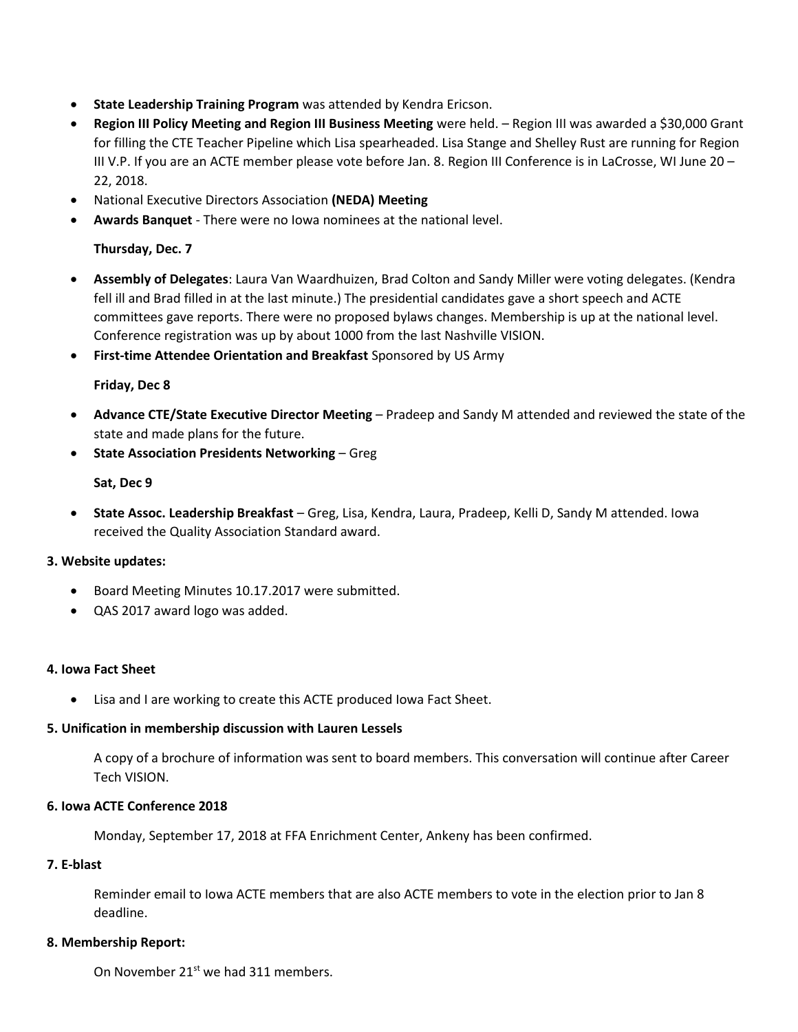- **State Leadership Training Program** was attended by Kendra Ericson.
- **Region III Policy Meeting and Region III Business Meeting** were held. – Region III was awarded a $30,000 Grant for filling the CTE Teacher Pipeline which Lisa spearheaded. Lisa Stange and Shelley Rust are running for Region III V.P. If you are an ACTE member please vote before Jan. 8. Region III Conference is in LaCrosse, WI June 20 – 22, 2018.
- National Executive Directors Association **(NEDA) Meeting**
- **Awards Banquet** - There were no Iowa nominees at the national level.

**Thursday, Dec. 7**

- **Assembly of Delegates**: Laura Van Waardhuizen, Brad Colton and Sandy Miller were voting delegates. (Kendra fell ill and Brad filled in at the last minute.) The presidential candidates gave a short speech and ACTE committees gave reports. There were no proposed bylaws changes. Membership is up at the national level. Conference registration was up by about 1000 from the last Nashville VISION.
- **First-time Attendee Orientation and Breakfast** Sponsored by US Army

**Friday, Dec 8**

- **Advance CTE/State Executive Director Meeting** – Pradeep and Sandy M attended and reviewed the state of the state and made plans for the future.
- **State Association Presidents Networking** – Greg

**Sat, Dec 9**

- **State Assoc. Leadership Breakfast** – Greg, Lisa, Kendra, Laura, Pradeep, Kelli D, Sandy M attended. Iowa received the Quality Association Standard award.

**3. Website updates:**

- Board Meeting Minutes 10.17.2017 were submitted.
- QAS 2017 award logo was added.

**4. Iowa Fact Sheet**

- Lisa and I are working to create this ACTE produced Iowa Fact Sheet.

**5. Unification in membership discussion with Lauren Lessels**

A copy of a brochure of information was sent to board members. This conversation will continue after Career Tech VISION.

**6. Iowa ACTE Conference 2018**

Monday, September 17, 2018 at FFA Enrichment Center, Ankeny has been confirmed.

**7. E-blast**

Reminder email to Iowa ACTE members that are also ACTE members to vote in the election prior to Jan 8 deadline.

**8. Membership Report:**

On November 21st we had 311 members.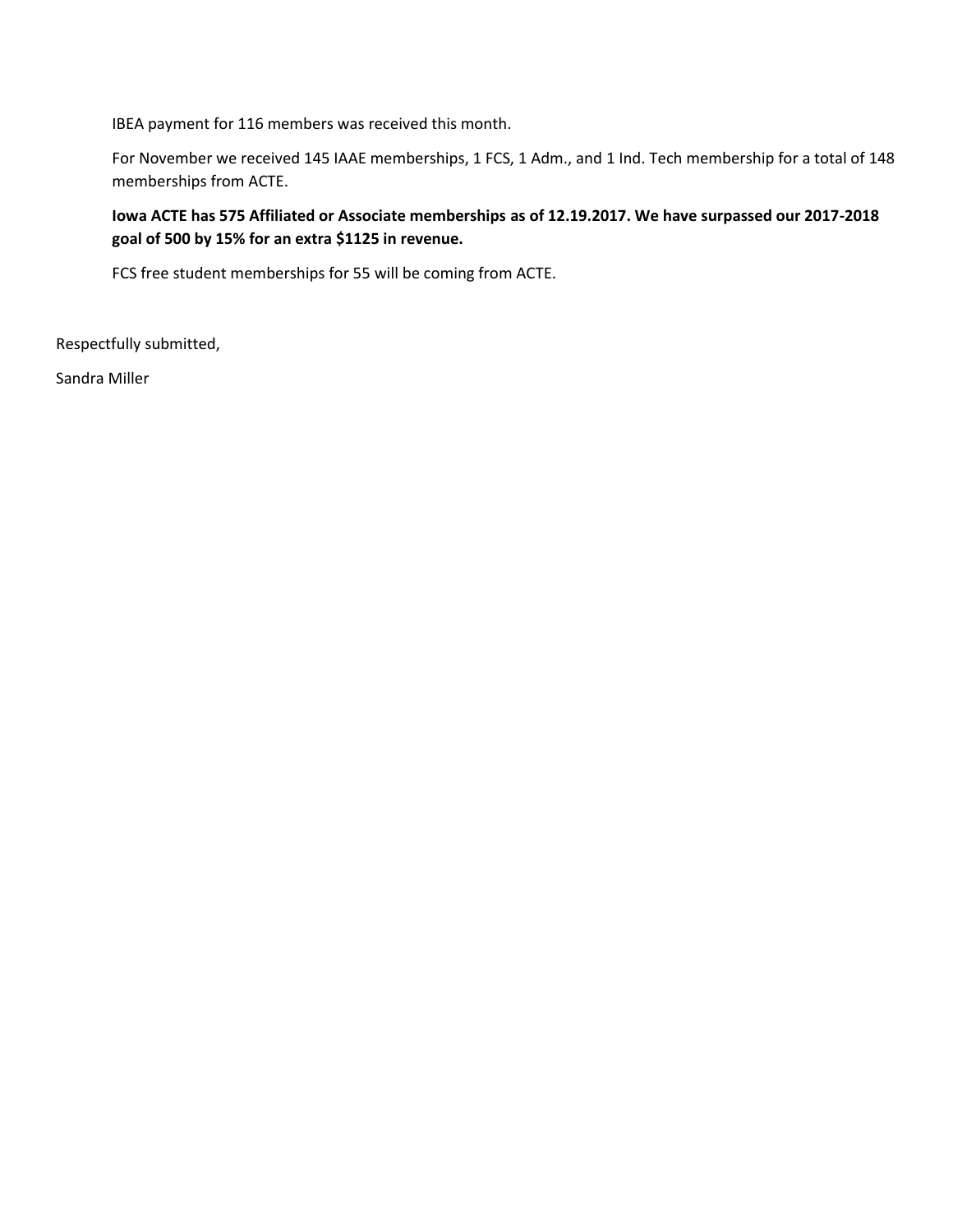IBEA payment for 116 members was received this month.

For November we received 145 IAAE memberships, 1 FCS, 1 Adm., and 1 Ind. Tech membership for a total of 148 memberships from ACTE.

**Iowa ACTE has 575 Affiliated or Associate memberships as of 12.19.2017. We have surpassed our 2017-2018 goal of 500 by 15% for an extra $1125 in revenue.**

FCS free student memberships for 55 will be coming from ACTE.

Respectfully submitted,

Sandra Miller